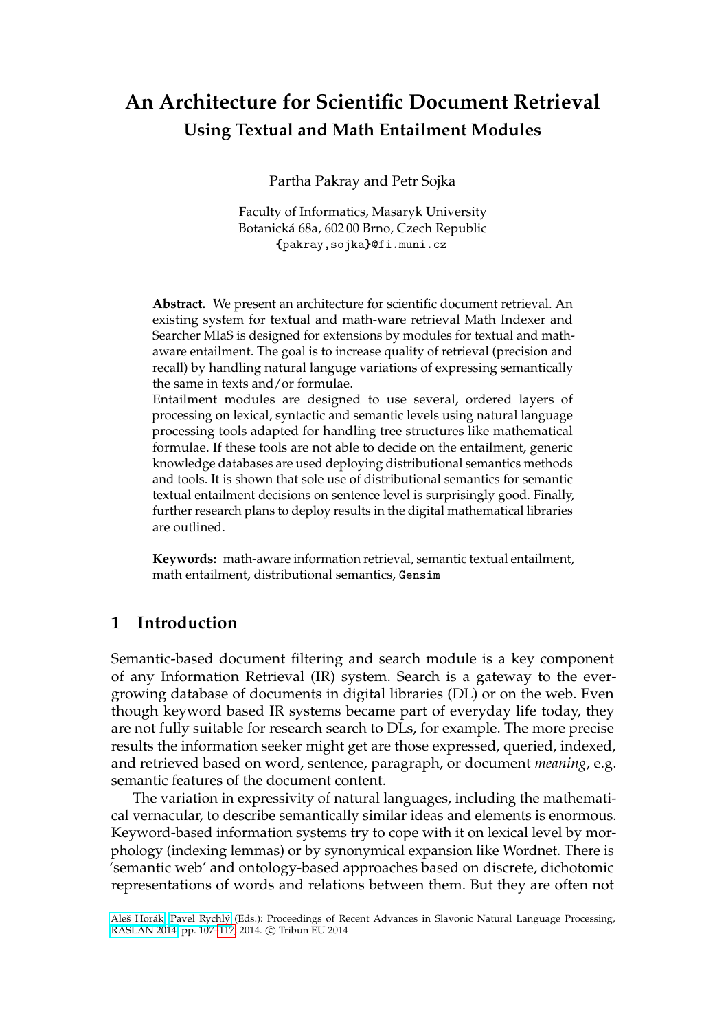# An Architecture for Scientific Document Retrieval

## Using Textual and Math Entailment Modules

Partha Pakray and Petr Sojka

Faculty of Informatics, Masaryk University
Botanická 68a, 602 00 Brno, Czech Republic
{pakray,sojka}@fi.muni.cz

**Abstract.** We present an architecture for scientific document retrieval. An existing system for textual and math-ware retrieval Math Indexer and Searcher MIaS is designed for extensions by modules for textual and math-aware entailment. The goal is to increase quality of retrieval (precision and recall) by handling natural languge variations of expressing semantically the same in texts and/or formulae.

Entailment modules are designed to use several, ordered layers of processing on lexical, syntactic and semantic levels using natural language processing tools adapted for handling tree structures like mathematical formulae. If these tools are not able to decide on the entailment, generic knowledge databases are used deploying distributional semantics methods and tools. It is shown that sole use of distributional semantics for semantic textual entailment decisions on sentence level is surprisingly good. Finally, further research plans to deploy results in the digital mathematical libraries are outlined.

**Keywords:** math-aware information retrieval, semantic textual entailment, math entailment, distributional semantics, Gensim

## 1 Introduction

Semantic-based document filtering and search module is a key component of any Information Retrieval (IR) system. Search is a gateway to the ever-growing database of documents in digital libraries (DL) or on the web. Even though keyword based IR systems became part of everyday life today, they are not fully suitable for research search to DLs, for example. The more precise results the information seeker might get are those expressed, queried, indexed, and retrieved based on word, sentence, paragraph, or document *meaning*, e.g. semantic features of the document content.

The variation in expressivity of natural languages, including the mathematical vernacular, to describe semantically similar ideas and elements is enormous. Keyword-based information systems try to cope with it on lexical level by morphology (indexing lemmas) or by synonymical expansion like Wordnet. There is 'semantic web' and ontology-based approaches based on discrete, dichotomic representations of words and relations between them. But they are often not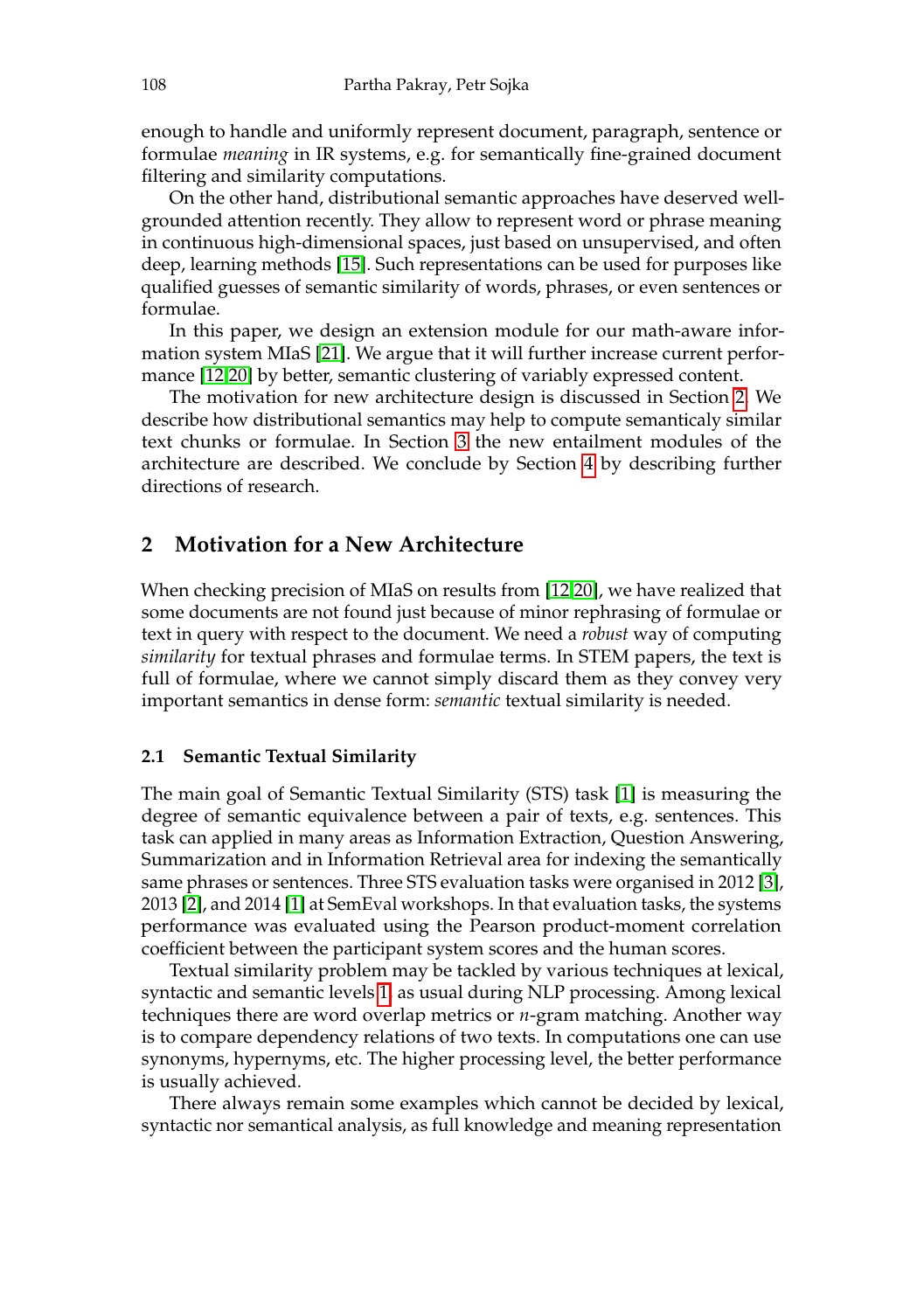enough to handle and uniformly represent document, paragraph, sentence or formulae *meaning* in IR systems, e.g. for semantically fine-grained document filtering and similarity computations.

On the other hand, distributional semantic approaches have deserved well-grounded attention recently. They allow to represent word or phrase meaning in continuous high-dimensional spaces, just based on unsupervised, and often deep, learning methods [15]. Such representations can be used for purposes like qualified guesses of semantic similarity of words, phrases, or even sentences or formulae.

In this paper, we design an extension module for our math-aware information system MIaS [21]. We argue that it will further increase current performance [12,20] by better, semantic clustering of variably expressed content.

The motivation for new architecture design is discussed in Section 2. We describe how distributional semantics may help to compute semanticaly similar text chunks or formulae. In Section 3 the new entailment modules of the architecture are described. We conclude by Section 4 by describing further directions of research.

## 2 Motivation for a New Architecture

When checking precision of MIaS on results from [12,20], we have realized that some documents are not found just because of minor rephrasing of formulae or text in query with respect to the document. We need a *robust* way of computing *similarity* for textual phrases and formulae terms. In STEM papers, the text is full of formulae, where we cannot simply discard them as they convey very important semantics in dense form: *semantic* textual similarity is needed.

### 2.1 Semantic Textual Similarity

The main goal of Semantic Textual Similarity (STS) task [1] is measuring the degree of semantic equivalence between a pair of texts, e.g. sentences. This task can applied in many areas as Information Extraction, Question Answering, Summarization and in Information Retrieval area for indexing the semantically same phrases or sentences. Three STS evaluation tasks were organised in 2012 [3], 2013 [2], and 2014 [1] at SemEval workshops. In that evaluation tasks, the systems performance was evaluated using the Pearson product-moment correlation coefficient between the participant system scores and the human scores.

Textual similarity problem may be tackled by various techniques at lexical, syntactic and semantic levels 1 as usual during NLP processing. Among lexical techniques there are word overlap metrics or *n*-gram matching. Another way is to compare dependency relations of two texts. In computations one can use synonyms, hypernyms, etc. The higher processing level, the better performance is usually achieved.

There always remain some examples which cannot be decided by lexical, syntactic nor semantical analysis, as full knowledge and meaning representation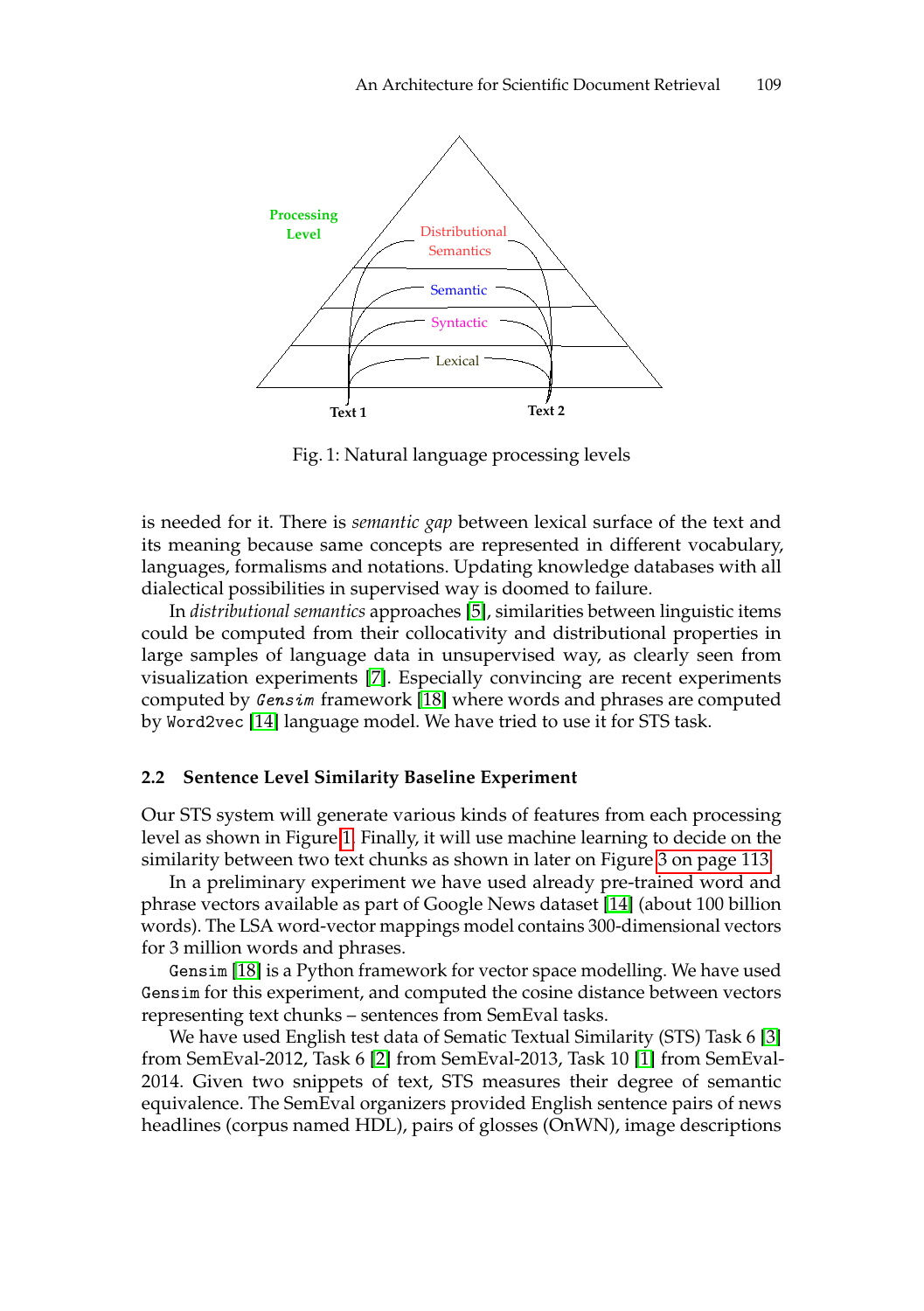Fig. 1: Natural language processing levels

is needed for it. There is *semantic gap* between lexical surface of the text and its meaning because same concepts are represented in different vocabulary, languages, formalisms and notations. Updating knowledge databases with all dialectical possibilities in supervised way is doomed to failure.

In *distributional semantics* approaches [5], similarities between linguistic items could be computed from their collocativity and distributional properties in large samples of language data in unsupervised way, as clearly seen from visualization experiments [7]. Especially convincing are recent experiments computed by *Gensim* framework [18] where words and phrases are computed by `Word2vec` [14] language model. We have tried to use it for STS task.

### 2.2 Sentence Level Similarity Baseline Experiment

Our STS system will generate various kinds of features from each processing level as shown in Figure 1. Finally, it will use machine learning to decide on the similarity between two text chunks as shown in later on Figure 3 on page 113.

In a preliminary experiment we have used already pre-trained word and phrase vectors available as part of Google News dataset [14] (about 100 billion words). The LSA word-vector mappings model contains 300-dimensional vectors for 3 million words and phrases.

`Gensim` [18] is a Python framework for vector space modelling. We have used `Gensim` for this experiment, and computed the cosine distance between vectors representing text chunks – sentences from SemEval tasks.

We have used English test data of Sematic Textual Similarity (STS) Task 6 [3] from SemEval-2012, Task 6 [2] from SemEval-2013, Task 10 [1] from SemEval-2014. Given two snippets of text, STS measures their degree of semantic equivalence. The SemEval organizers provided English sentence pairs of news headlines (corpus named HDL), pairs of glosses (OnWN), image descriptions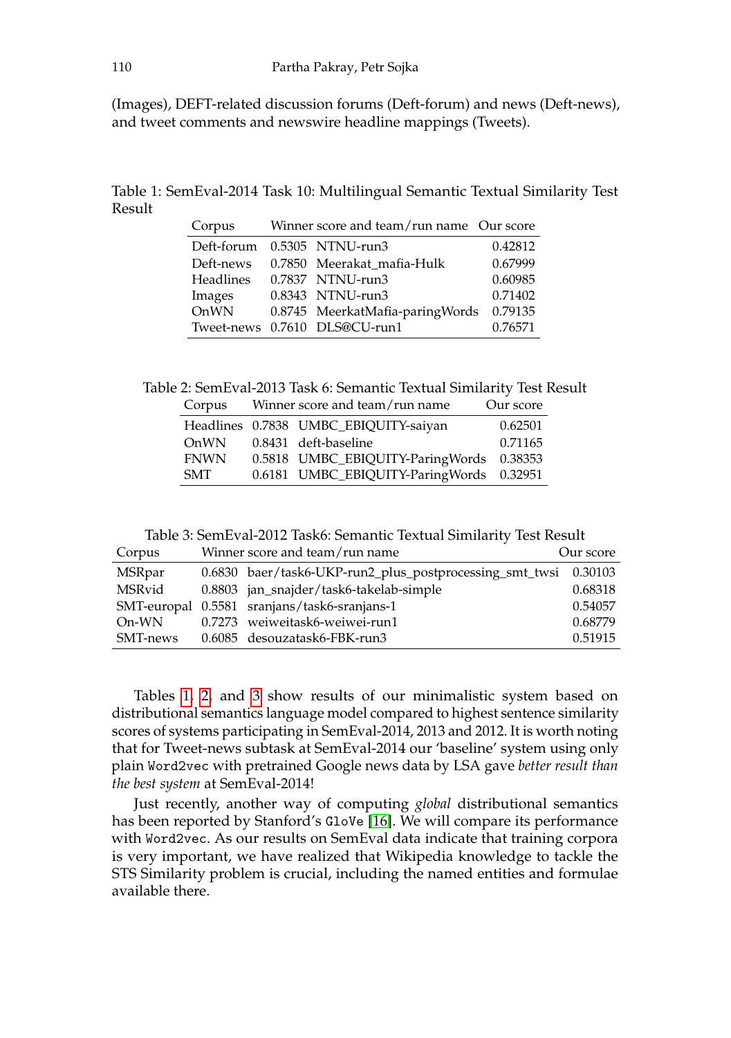(Images), DEFT-related discussion forums (Deft-forum) and news (Deft-news), and tweet comments and newswire headline mappings (Tweets).

Table 1: SemEval-2014 Task 10: Multilingual Semantic Textual Similarity Test Result

| Corpus | Winner score and team/run name | | Our score |
|---|---|---|---|
| Deft-forum | 0.5305 | NTNU-run3 | 0.42812 |
| Deft-news | 0.7850 | Meerakat_mafia-Hulk | 0.67999 |
| Headlines | 0.7837 | NTNU-run3 | 0.60985 |
| Images | 0.8343 | NTNU-run3 | 0.71402 |
| OnWN | 0.8745 | MeerkatMafia-paringWords | 0.79135 |
| Tweet-news | 0.7610 | DLS@CU-run1 | 0.76571 |

Table 2: SemEval-2013 Task 6: Semantic Textual Similarity Test Result

| Corpus | Winner score and team/run name | | Our score |
|---|---|---|---|
| Headlines | 0.7838 | UMBC_EBIQUITY-saiyan | 0.62501 |
| OnWN | 0.8431 | deft-baseline | 0.71165 |
| FNWN | 0.5818 | UMBC_EBIQUITY-ParingWords | 0.38353 |
| SMT | 0.6181 | UMBC_EBIQUITY-ParingWords | 0.32951 |

Table 3: SemEval-2012 Task6: Semantic Textual Similarity Test Result

| Corpus | Winner score and team/run name | | Our score |
|---|---|---|---|
| MSRpar | 0.6830 | baer/task6-UKP-run2_plus_postprocessing_smt_twsi | 0.30103 |
| MSRvid | 0.8803 | jan_snajder/task6-takelab-simple | 0.68318 |
| SMT-europal | 0.5581 | sranjans/task6-sranjans-1 | 0.54057 |
| On-WN | 0.7273 | weiweitask6-weiwei-run1 | 0.68779 |
| SMT-news | 0.6085 | desouzatask6-FBK-run3 | 0.51915 |

Tables 1, 2, and 3 show results of our minimalistic system based on distributional semantics language model compared to highest sentence similarity scores of systems participating in SemEval-2014, 2013 and 2012. It is worth noting that for Tweet-news subtask at SemEval-2014 our 'baseline' system using only plain `Word2vec` with pretrained Google news data by LSA gave *better result than the best system* at SemEval-2014!

Just recently, another way of computing *global* distributional semantics has been reported by Stanford's `GloVe` [16]. We will compare its performance with `Word2vec`. As our results on SemEval data indicate that training corpora is very important, we have realized that Wikipedia knowledge to tackle the STS Similarity problem is crucial, including the named entities and formulae available there.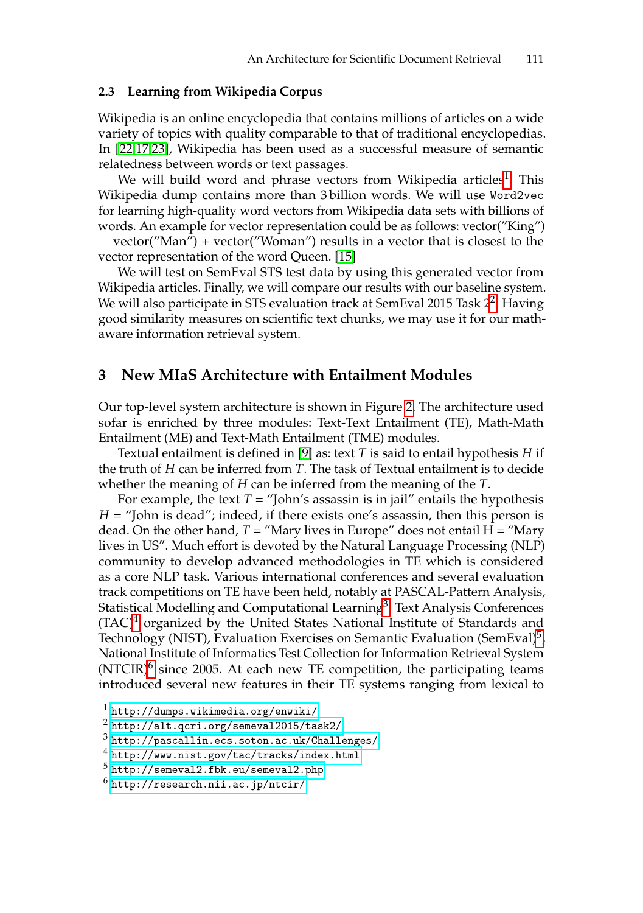### 2.3 Learning from Wikipedia Corpus

Wikipedia is an online encyclopedia that contains millions of articles on a wide variety of topics with quality comparable to that of traditional encyclopedias. In [22,17,23], Wikipedia has been used as a successful measure of semantic relatedness between words or text passages.

We will build word and phrase vectors from Wikipedia articles[1]. This Wikipedia dump contains more than 3 billion words. We will use `Word2vec` for learning high-quality word vectors from Wikipedia data sets with billions of words. An example for vector representation could be as follows: vector(”King”) − vector(”Man”) + vector(”Woman”) results in a vector that is closest to the vector representation of the word Queen. [15]

We will test on SemEval STS test data by using this generated vector from Wikipedia articles. Finally, we will compare our results with our baseline system. We will also participate in STS evaluation track at SemEval 2015 Task 2[2]. Having good similarity measures on scientific text chunks, we may use it for our math-aware information retrieval system.

## 3 New MIaS Architecture with Entailment Modules

Our top-level system architecture is shown in Figure 2. The architecture used sofar is enriched by three modules: Text-Text Entailment (TE), Math-Math Entailment (ME) and Text-Math Entailment (TME) modules.

Textual entailment is defined in [9] as: text $T$ is said to entail hypothesis $H$ if the truth of $H$ can be inferred from $T$. The task of Textual entailment is to decide whether the meaning of $H$ can be inferred from the meaning of the $T$.

For example, the text $T$ = “John’s assassin is in jail” entails the hypothesis $H$ = “John is dead”; indeed, if there exists one’s assassin, then this person is dead. On the other hand, $T$ = “Mary lives in Europe” does not entail H = “Mary lives in US”. Much effort is devoted by the Natural Language Processing (NLP) community to develop advanced methodologies in TE which is considered as a core NLP task. Various international conferences and several evaluation track competitions on TE have been held, notably at PASCAL-Pattern Analysis, Statistical Modelling and Computational Learning[3], Text Analysis Conferences (TAC)[4] organized by the United States National Institute of Standards and Technology (NIST), Evaluation Exercises on Semantic Evaluation (SemEval)[5], National Institute of Informatics Test Collection for Information Retrieval System (NTCIR)[6] since 2005. At each new TE competition, the participating teams introduced several new features in their TE systems ranging from lexical to

---

[1] http://dumps.wikimedia.org/enwiki/
[2] http://alt.qcri.org/semeval2015/task2/
[3] http://pascallin.ecs.soton.ac.uk/Challenges/
[4] http://www.nist.gov/tac/tracks/index.html
[5] http://semeval2.fbk.eu/semeval2.php
[6] http://research.nii.ac.jp/ntcir/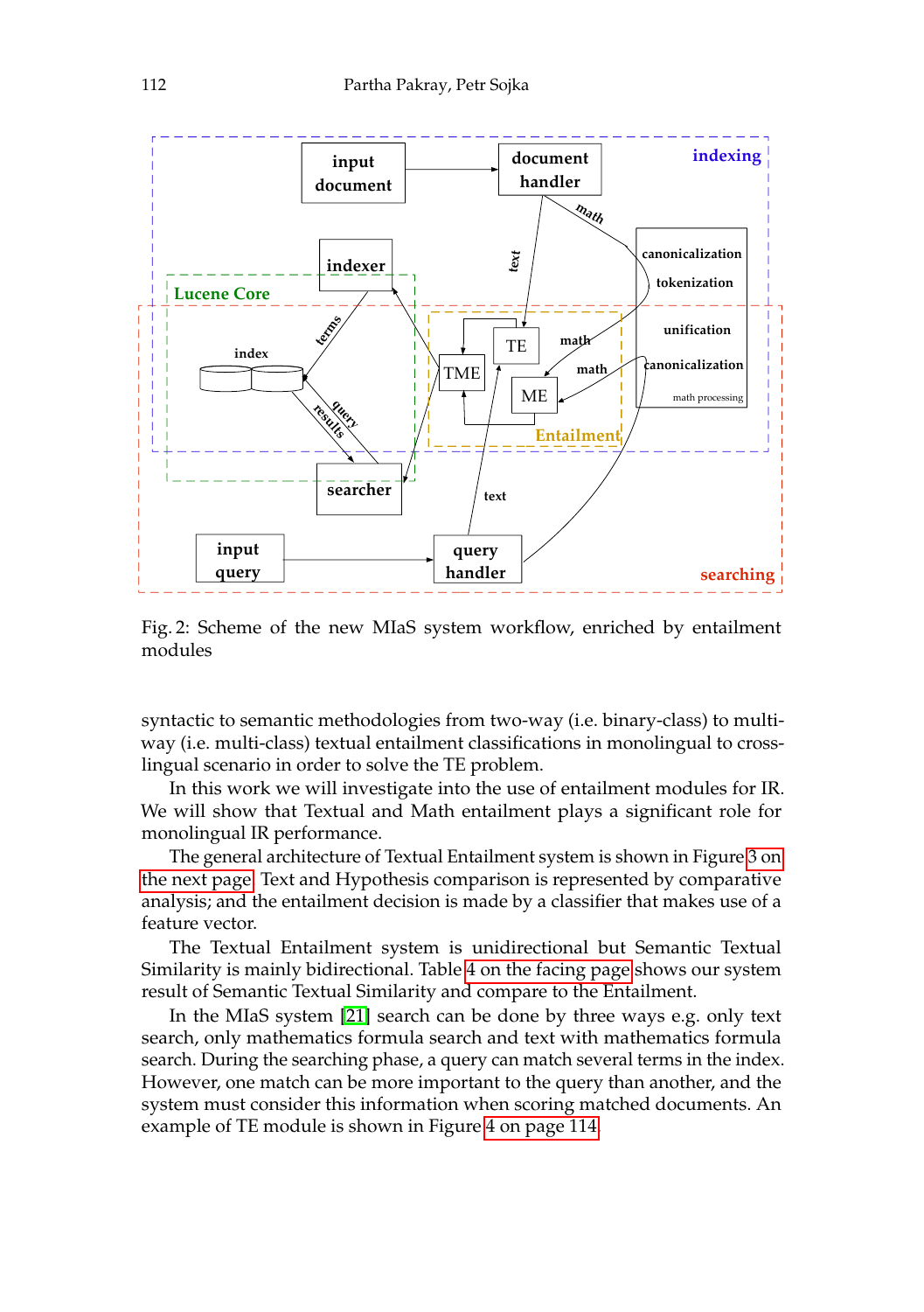Fig. 2: Scheme of the new MIaS system workflow, enriched by entailment modules

syntactic to semantic methodologies from two-way (i.e. binary-class) to multi-way (i.e. multi-class) textual entailment classifications in monolingual to cross-lingual scenario in order to solve the TE problem.

In this work we will investigate into the use of entailment modules for IR. We will show that Textual and Math entailment plays a significant role for monolingual IR performance.

The general architecture of Textual Entailment system is shown in Figure 3 on the next page. Text and Hypothesis comparison is represented by comparative analysis; and the entailment decision is made by a classifier that makes use of a feature vector.

The Textual Entailment system is unidirectional but Semantic Textual Similarity is mainly bidirectional. Table 4 on the facing page shows our system result of Semantic Textual Similarity and compare to the Entailment.

In the MIaS system [21] search can be done by three ways e.g. only text search, only mathematics formula search and text with mathematics formula search. During the searching phase, a query can match several terms in the index. However, one match can be more important to the query than another, and the system must consider this information when scoring matched documents. An example of TE module is shown in Figure 4 on page 114.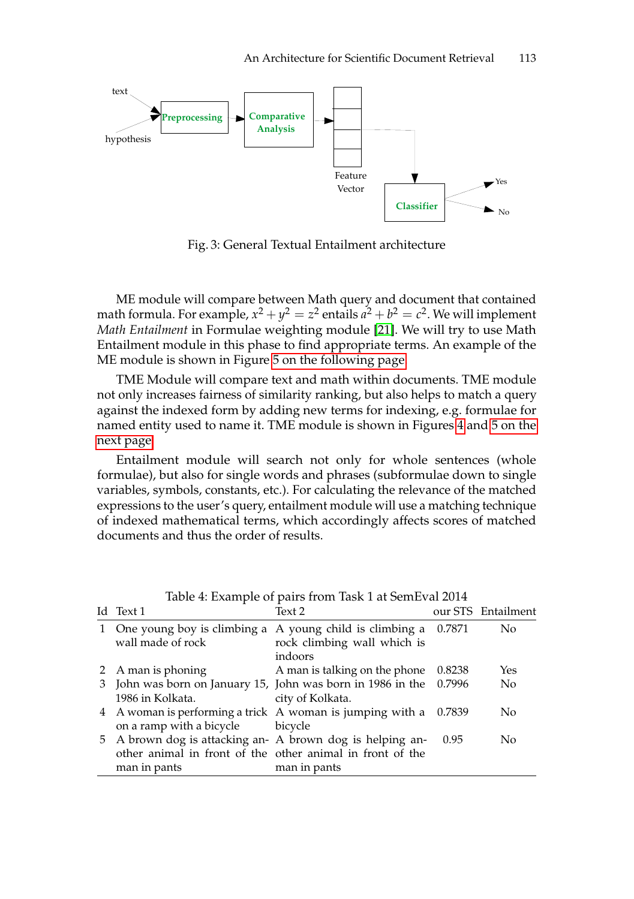Fig. 3: General Textual Entailment architecture

ME module will compare between Math query and document that contained math formula. For example, $x^2 + y^2 = z^2$ entails $a^2 + b^2 = c^2$. We will implement *Math Entailment* in Formulae weighting module [21]. We will try to use Math Entailment module in this phase to find appropriate terms. An example of the ME module is shown in Figure 5 on the following page.

TME Module will compare text and math within documents. TME module not only increases fairness of similarity ranking, but also helps to match a query against the indexed form by adding new terms for indexing, e.g. formulae for named entity used to name it. TME module is shown in Figures 4 and 5 on the next page.

Entailment module will search not only for whole sentences (whole formulae), but also for single words and phrases (subformulae down to single variables, symbols, constants, etc.). For calculating the relevance of the matched expressions to the user's query, entailment module will use a matching technique of indexed mathematical terms, which accordingly affects scores of matched documents and thus the order of results.

Table 4: Example of pairs from Task 1 at SemEval 2014

| Id | Text 1 | Text 2 | our STS | Entailment |
|---|---|---|---|---|
| 1 | One young boy is climbing a wall made of rock | A young child is climbing a rock climbing wall which is indoors | 0.7871 | No |
| 2 | A man is phoning | A man is talking on the phone | 0.8238 | Yes |
| 3 | John was born on January 15, 1986 in Kolkata. | John was born in 1986 in the city of Kolkata. | 0.7996 | No |
| 4 | A woman is performing a trick on a ramp with a bicycle | A woman is jumping with a bicycle | 0.7839 | No |
| 5 | A brown dog is attacking another animal in front of the man in pants | A brown dog is helping another animal in front of the man in pants | 0.95 | No |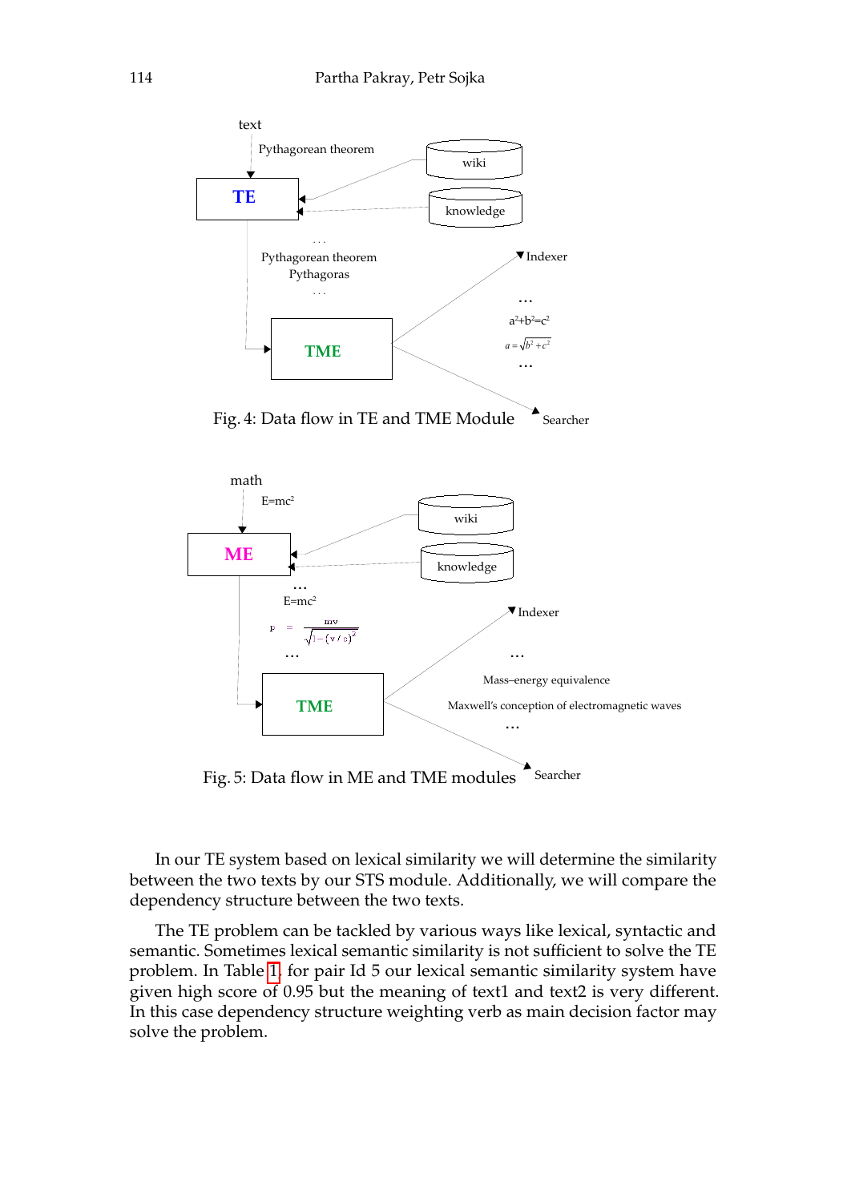Fig. 4: Data flow in TE and TME Module

Fig. 5: Data flow in ME and TME modules

In our TE system based on lexical similarity we will determine the similarity between the two texts by our STS module. Additionally, we will compare the dependency structure between the two texts.

The TE problem can be tackled by various ways like lexical, syntactic and semantic. Sometimes lexical semantic similarity is not sufficient to solve the TE problem. In Table 1 for pair Id 5 our lexical semantic similarity system have given high score of 0.95 but the meaning of text1 and text2 is very different. In this case dependency structure weighting verb as main decision factor may solve the problem.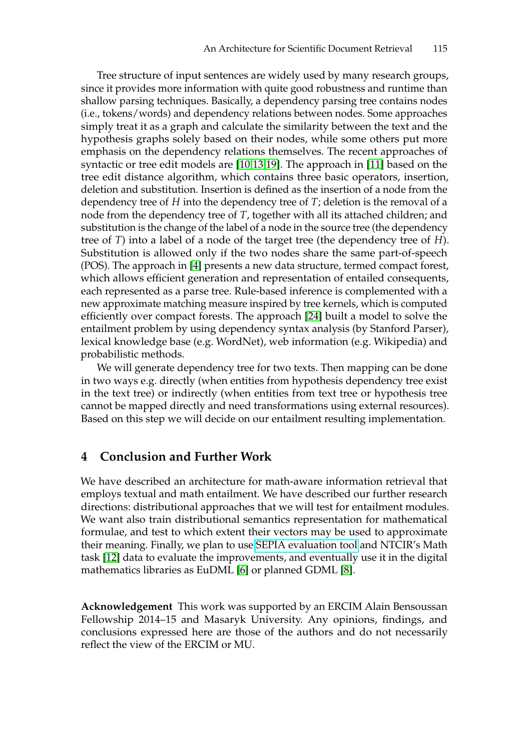Tree structure of input sentences are widely used by many research groups, since it provides more information with quite good robustness and runtime than shallow parsing techniques. Basically, a dependency parsing tree contains nodes (i.e., tokens/words) and dependency relations between nodes. Some approaches simply treat it as a graph and calculate the similarity between the text and the hypothesis graphs solely based on their nodes, while some others put more emphasis on the dependency relations themselves. The recent approaches of syntactic or tree edit models are [10,13,19]. The approach in [11] based on the tree edit distance algorithm, which contains three basic operators, insertion, deletion and substitution. Insertion is defined as the insertion of a node from the dependency tree of $H$ into the dependency tree of $T$; deletion is the removal of a node from the dependency tree of $T$, together with all its attached children; and substitution is the change of the label of a node in the source tree (the dependency tree of $T$) into a label of a node of the target tree (the dependency tree of $H$). Substitution is allowed only if the two nodes share the same part-of-speech (POS). The approach in [4] presents a new data structure, termed compact forest, which allows efficient generation and representation of entailed consequents, each represented as a parse tree. Rule-based inference is complemented with a new approximate matching measure inspired by tree kernels, which is computed efficiently over compact forests. The approach [24] built a model to solve the entailment problem by using dependency syntax analysis (by Stanford Parser), lexical knowledge base (e.g. WordNet), web information (e.g. Wikipedia) and probabilistic methods.

We will generate dependency tree for two texts. Then mapping can be done in two ways e.g. directly (when entities from hypothesis dependency tree exist in the text tree) or indirectly (when entities from text tree or hypothesis tree cannot be mapped directly and need transformations using external resources). Based on this step we will decide on our entailment resulting implementation.

## 4 Conclusion and Further Work

We have described an architecture for math-aware information retrieval that employs textual and math entailment. We have described our further research directions: distributional approaches that we will test for entailment modules. We want also train distributional semantics representation for mathematical formulae, and test to which extent their vectors may be used to approximate their meaning. Finally, we plan to use SEPIA evaluation tool and NTCIR's Math task [12] data to evaluate the improvements, and eventually use it in the digital mathematics libraries as EuDML [6] or planned GDML [8].

**Acknowledgement** This work was supported by an ERCIM Alain Bensoussan Fellowship 2014–15 and Masaryk University. Any opinions, findings, and conclusions expressed here are those of the authors and do not necessarily reflect the view of the ERCIM or MU.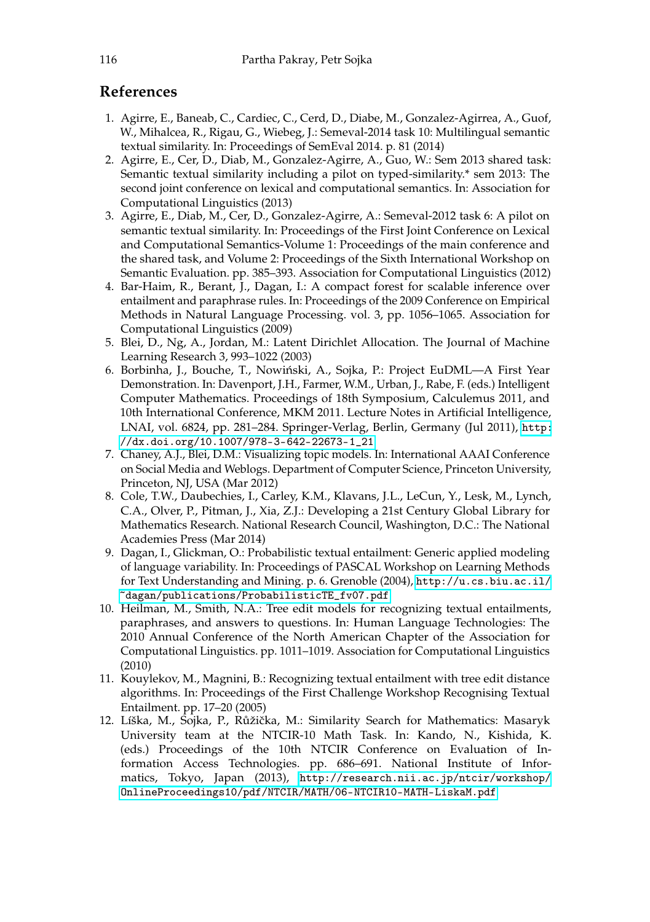## References

1. Agirre, E., Baneab, C., Cardiec, C., Cerd, D., Diabe, M., Gonzalez-Agirrea, A., Guof, W., Mihalcea, R., Rigau, G., Wiebeg, J.: Semeval-2014 task 10: Multilingual semantic textual similarity. In: Proceedings of SemEval 2014. p. 81 (2014)
2. Agirre, E., Cer, D., Diab, M., Gonzalez-Agirre, A., Guo, W.: Sem 2013 shared task: Semantic textual similarity including a pilot on typed-similarity.* sem 2013: The second joint conference on lexical and computational semantics. In: Association for Computational Linguistics (2013)
3. Agirre, E., Diab, M., Cer, D., Gonzalez-Agirre, A.: Semeval-2012 task 6: A pilot on semantic textual similarity. In: Proceedings of the First Joint Conference on Lexical and Computational Semantics-Volume 1: Proceedings of the main conference and the shared task, and Volume 2: Proceedings of the Sixth International Workshop on Semantic Evaluation. pp. 385–393. Association for Computational Linguistics (2012)
4. Bar-Haim, R., Berant, J., Dagan, I.: A compact forest for scalable inference over entailment and paraphrase rules. In: Proceedings of the 2009 Conference on Empirical Methods in Natural Language Processing. vol. 3, pp. 1056–1065. Association for Computational Linguistics (2009)
5. Blei, D., Ng, A., Jordan, M.: Latent Dirichlet Allocation. The Journal of Machine Learning Research 3, 993–1022 (2003)
6. Borbinha, J., Bouche, T., Nowiński, A., Sojka, P.: Project EuDML—A First Year Demonstration. In: Davenport, J.H., Farmer, W.M., Urban, J., Rabe, F. (eds.) Intelligent Computer Mathematics. Proceedings of 18th Symposium, Calculemus 2011, and 10th International Conference, MKM 2011. Lecture Notes in Artificial Intelligence, LNAI, vol. 6824, pp. 281–284. Springer-Verlag, Berlin, Germany (Jul 2011), http://dx.doi.org/10.1007/978-3-642-22673-1_21
7. Chaney, A.J., Blei, D.M.: Visualizing topic models. In: International AAAI Conference on Social Media and Weblogs. Department of Computer Science, Princeton University, Princeton, NJ, USA (Mar 2012)
8. Cole, T.W., Daubechies, I., Carley, K.M., Klavans, J.L., LeCun, Y., Lesk, M., Lynch, C.A., Olver, P., Pitman, J., Xia, Z.J.: Developing a 21st Century Global Library for Mathematics Research. National Research Council, Washington, D.C.: The National Academies Press (Mar 2014)
9. Dagan, I., Glickman, O.: Probabilistic textual entailment: Generic applied modeling of language variability. In: Proceedings of PASCAL Workshop on Learning Methods for Text Understanding and Mining. p. 6. Grenoble (2004), http://u.cs.biu.ac.il/~dagan/publications/ProbabilisticTE_fv07.pdf
10. Heilman, M., Smith, N.A.: Tree edit models for recognizing textual entailments, paraphrases, and answers to questions. In: Human Language Technologies: The 2010 Annual Conference of the North American Chapter of the Association for Computational Linguistics. pp. 1011–1019. Association for Computational Linguistics (2010)
11. Kouylekov, M., Magnini, B.: Recognizing textual entailment with tree edit distance algorithms. In: Proceedings of the First Challenge Workshop Recognising Textual Entailment. pp. 17–20 (2005)
12. Líška, M., Sojka, P., Růžička, M.: Similarity Search for Mathematics: Masaryk University team at the NTCIR-10 Math Task. In: Kando, N., Kishida, K. (eds.) Proceedings of the 10th NTCIR Conference on Evaluation of Information Access Technologies. pp. 686–691. National Institute of Informatics, Tokyo, Japan (2013), http://research.nii.ac.jp/ntcir/workshop/OnlineProceedings10/pdf/NTCIR/MATH/06-NTCIR10-MATH-LiskaM.pdf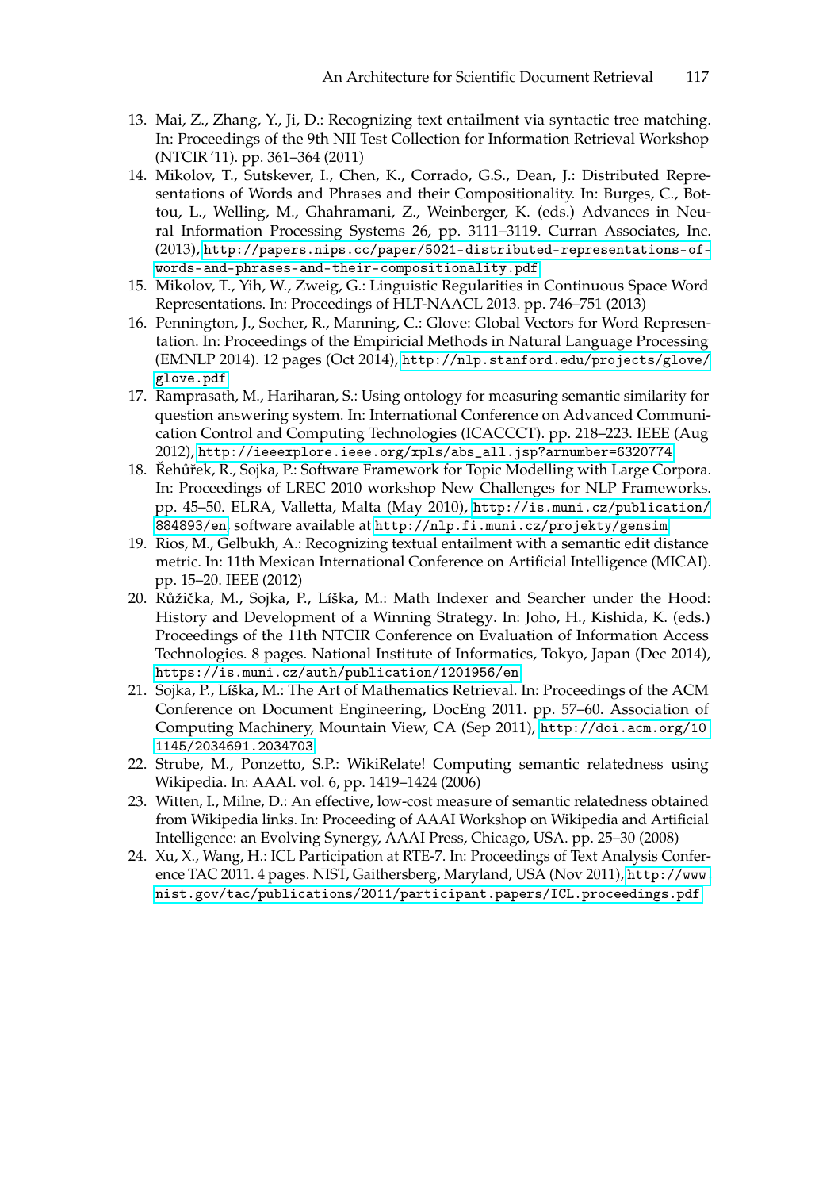13. Mai, Z., Zhang, Y., Ji, D.: Recognizing text entailment via syntactic tree matching. In: Proceedings of the 9th NII Test Collection for Information Retrieval Workshop (NTCIR '11). pp. 361–364 (2011)
14. Mikolov, T., Sutskever, I., Chen, K., Corrado, G.S., Dean, J.: Distributed Representations of Words and Phrases and their Compositionality. In: Burges, C., Bottou, L., Welling, M., Ghahramani, Z., Weinberger, K. (eds.) Advances in Neural Information Processing Systems 26, pp. 3111–3119. Curran Associates, Inc. (2013), http://papers.nips.cc/paper/5021-distributed-representations-of-words-and-phrases-and-their-compositionality.pdf
15. Mikolov, T., Yih, W., Zweig, G.: Linguistic Regularities in Continuous Space Word Representations. In: Proceedings of HLT-NAACL 2013. pp. 746–751 (2013)
16. Pennington, J., Socher, R., Manning, C.: Glove: Global Vectors for Word Representation. In: Proceedings of the Empiricial Methods in Natural Language Processing (EMNLP 2014). 12 pages (Oct 2014), http://nlp.stanford.edu/projects/glove/glove.pdf
17. Ramprasath, M., Hariharan, S.: Using ontology for measuring semantic similarity for question answering system. In: International Conference on Advanced Communication Control and Computing Technologies (ICACCCT). pp. 218–223. IEEE (Aug 2012), http://ieeexplore.ieee.org/xpls/abs_all.jsp?arnumber=6320774
18. Řehůřek, R., Sojka, P.: Software Framework for Topic Modelling with Large Corpora. In: Proceedings of LREC 2010 workshop New Challenges for NLP Frameworks. pp. 45–50. ELRA, Valletta, Malta (May 2010), http://is.muni.cz/publication/884893/en, software available at http://nlp.fi.muni.cz/projekty/gensim
19. Rios, M., Gelbukh, A.: Recognizing textual entailment with a semantic edit distance metric. In: 11th Mexican International Conference on Artificial Intelligence (MICAI). pp. 15–20. IEEE (2012)
20. Růžička, M., Sojka, P., Líška, M.: Math Indexer and Searcher under the Hood: History and Development of a Winning Strategy. In: Joho, H., Kishida, K. (eds.) Proceedings of the 11th NTCIR Conference on Evaluation of Information Access Technologies. 8 pages. National Institute of Informatics, Tokyo, Japan (Dec 2014), https://is.muni.cz/auth/publication/1201956/en
21. Sojka, P., Líška, M.: The Art of Mathematics Retrieval. In: Proceedings of the ACM Conference on Document Engineering, DocEng 2011. pp. 57–60. Association of Computing Machinery, Mountain View, CA (Sep 2011), http://doi.acm.org/10.1145/2034691.2034703
22. Strube, M., Ponzetto, S.P.: WikiRelate! Computing semantic relatedness using Wikipedia. In: AAAI. vol. 6, pp. 1419–1424 (2006)
23. Witten, I., Milne, D.: An effective, low-cost measure of semantic relatedness obtained from Wikipedia links. In: Proceeding of AAAI Workshop on Wikipedia and Artificial Intelligence: an Evolving Synergy, AAAI Press, Chicago, USA. pp. 25–30 (2008)
24. Xu, X., Wang, H.: ICL Participation at RTE-7. In: Proceedings of Text Analysis Conference TAC 2011. 4 pages. NIST, Gaithersberg, Maryland, USA (Nov 2011), http://www.nist.gov/tac/publications/2011/participant.papers/ICL.proceedings.pdf